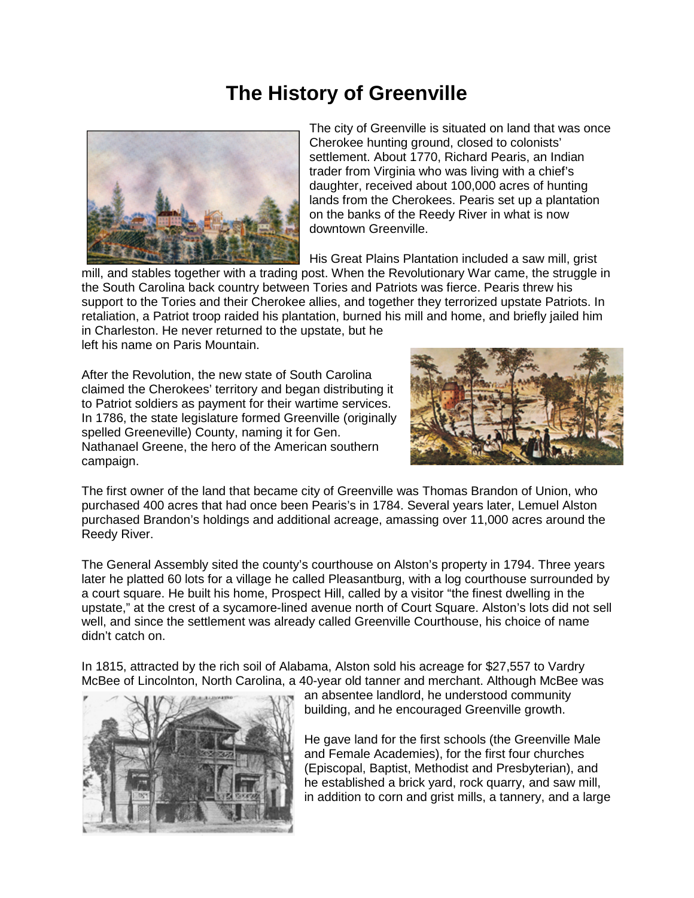# The History of Greenville

The city of Greenville is situated on land that was once Cherokee hunting ground, closed to colonists' settlement. About 1770, Richard Pearis, an Indian trader from Virginia who was living with a chief's daughter, received about 100,000 acres of hunting lands from the Cherokees. Pearis set up a plantation on the banks of the Reedy River in what is now downtown Greenville.

His Great Plains Plantation included a saw mill, grist mill, and stables together with a trading post. When the Revolutionary War came, the struggle in the South Carolina back country between Tories and Patriots was fierce. Pearis threw his support to the Tories and their Cherokee allies, and together they terrorized upstate Patriots. In retaliation, a Patriot troop raided his plantation, burned his mill and home, and briefly jailed him in Charleston. He never returned to the upstate, but he left his name on Paris Mountain.

After the Revolution, the new state of South Carolina claimed the Cherokees' territory and began distributing it to Patriot soldiers as payment for their wartime services. In 1786, the state legislature formed Greenville (originally spelled Greeneville) County, naming it for Gen. Nathanael Greene, the hero of the American southern campaign.

The first owner of the land that became city of Greenville was Thomas Brandon of Union, who purchased 400 acres that had once been Pearis's in 1784. Several years later, Lemuel Alston purchased Brandon's holdings and additional acreage, amassing over 11,000 acres around the Reedy River.

The General Assembly sited the county's courthouse on Alston's property in 1794. Three years later he platted 60 lots for a village he called Pleasantburg, with a log courthouse surrounded by a court square. He built his home, Prospect Hill, called by a visitor "the finest dwelling in the upstate," at the crest of a sycamore-lined avenue north of Court Square. Alston's lots did not sell well, and since the settlement was already called Greenville Courthouse, his choice of name didn't catch on.

In 1815, attracted by the rich soil of Alabama, Alston sold his acreage for $27,557 to Vardry McBee of Lincolnton, North Carolina, a 40-year old tanner and merchant. Although McBee was an absentee landlord, he understood community building, and he encouraged Greenville growth.

He gave land for the first schools (the Greenville Male and Female Academies), for the first four churches (Episcopal, Baptist, Methodist and Presbyterian), and he established a brick yard, rock quarry, and saw mill, in addition to corn and grist mills, a tannery, and a large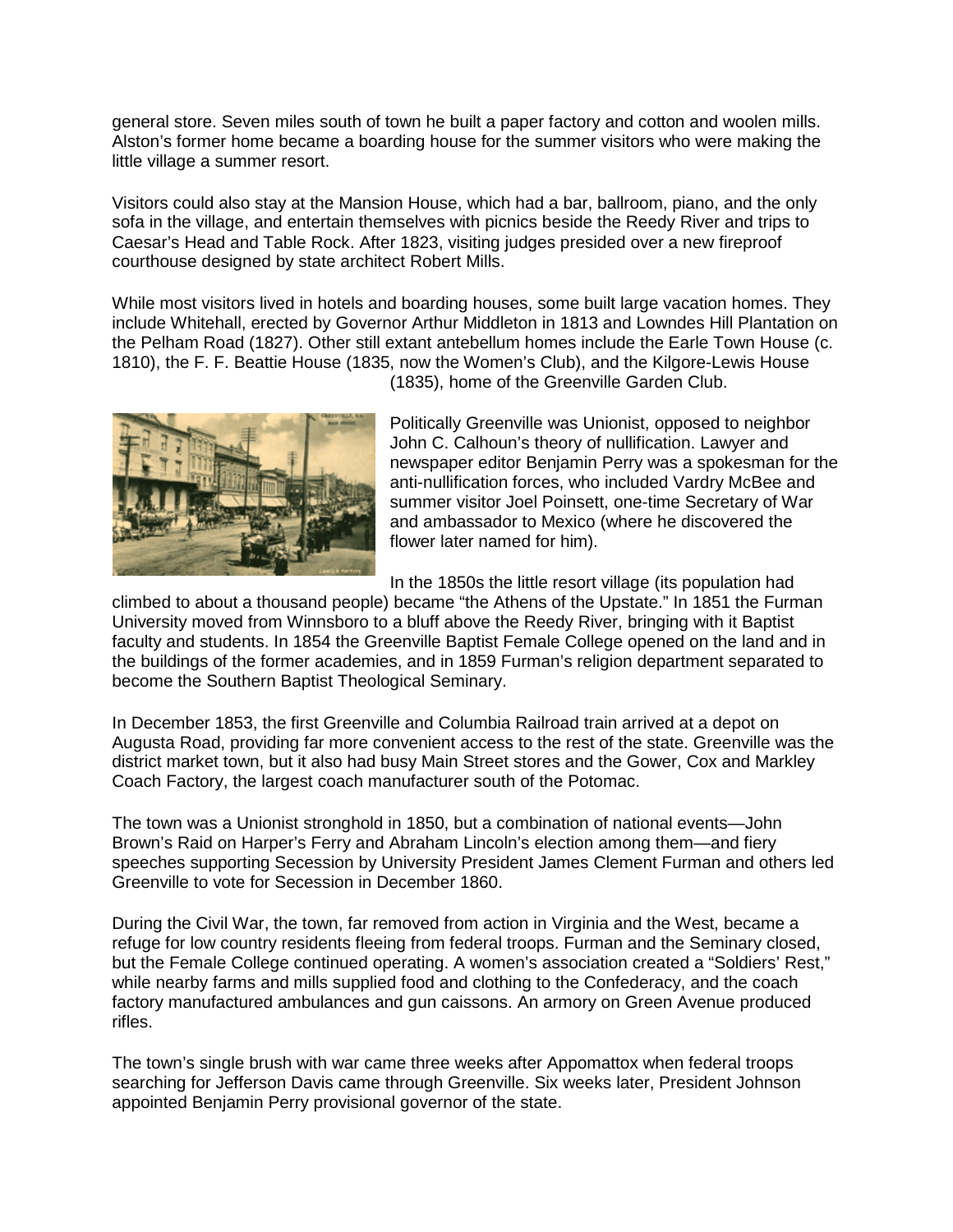general store. Seven miles south of town he built a paper factory and cotton and woolen mills. Alston's former home became a boarding house for the summer visitors who were making the little village a summer resort.

Visitors could also stay at the Mansion House, which had a bar, ballroom, piano, and the only sofa in the village, and entertain themselves with picnics beside the Reedy River and trips to Caesar's Head and Table Rock. After 1823, visiting judges presided over a new fireproof courthouse designed by state architect Robert Mills.

While most visitors lived in hotels and boarding houses, some built large vacation homes. They include Whitehall, erected by Governor Arthur Middleton in 1813 and Lowndes Hill Plantation on the Pelham Road (1827). Other still extant antebellum homes include the Earle Town House (c. 1810), the F. F. Beattie House (1835, now the Women's Club), and the Kilgore-Lewis House (1835), home of the Greenville Garden Club.

Politically Greenville was Unionist, opposed to neighbor John C. Calhoun's theory of nullification. Lawyer and newspaper editor Benjamin Perry was a spokesman for the anti-nullification forces, who included Vardry McBee and summer visitor Joel Poinsett, one-time Secretary of War and ambassador to Mexico (where he discovered the flower later named for him).

In the 1850s the little resort village (its population had climbed to about a thousand people) became "the Athens of the Upstate." In 1851 the Furman University moved from Winnsboro to a bluff above the Reedy River, bringing with it Baptist faculty and students. In 1854 the Greenville Baptist Female College opened on the land and in the buildings of the former academies, and in 1859 Furman's religion department separated to become the Southern Baptist Theological Seminary.

In December 1853, the first Greenville and Columbia Railroad train arrived at a depot on Augusta Road, providing far more convenient access to the rest of the state. Greenville was the district market town, but it also had busy Main Street stores and the Gower, Cox and Markley Coach Factory, the largest coach manufacturer south of the Potomac.

The town was a Unionist stronghold in 1850, but a combination of national events—John Brown's Raid on Harper's Ferry and Abraham Lincoln's election among them—and fiery speeches supporting Secession by University President James Clement Furman and others led Greenville to vote for Secession in December 1860.

During the Civil War, the town, far removed from action in Virginia and the West, became a refuge for low country residents fleeing from federal troops. Furman and the Seminary closed, but the Female College continued operating. A women's association created a "Soldiers' Rest," while nearby farms and mills supplied food and clothing to the Confederacy, and the coach factory manufactured ambulances and gun caissons. An armory on Green Avenue produced rifles.

The town's single brush with war came three weeks after Appomattox when federal troops searching for Jefferson Davis came through Greenville. Six weeks later, President Johnson appointed Benjamin Perry provisional governor of the state.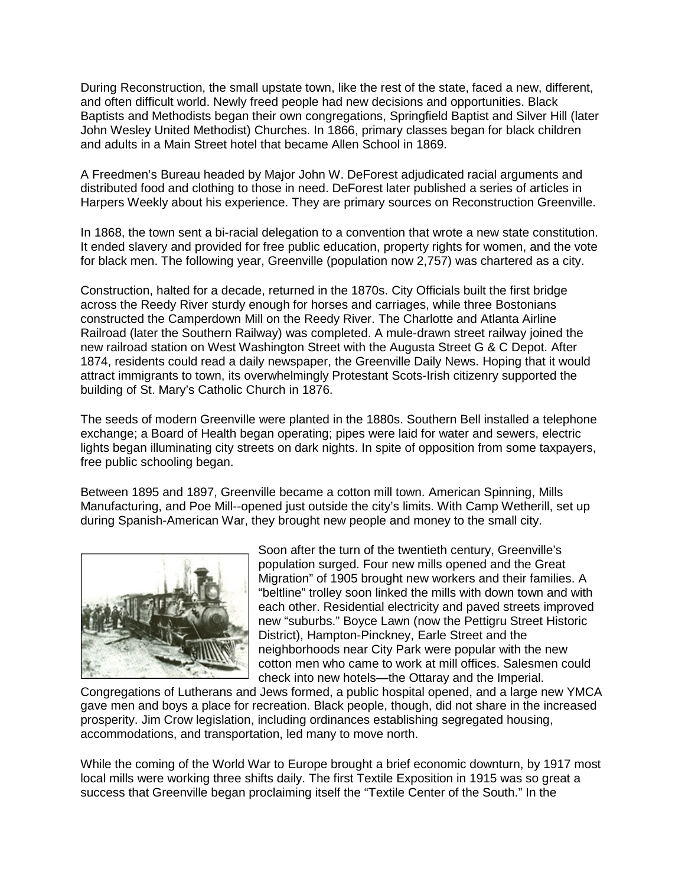During Reconstruction, the small upstate town, like the rest of the state, faced a new, different, and often difficult world. Newly freed people had new decisions and opportunities. Black Baptists and Methodists began their own congregations, Springfield Baptist and Silver Hill (later John Wesley United Methodist) Churches. In 1866, primary classes began for black children and adults in a Main Street hotel that became Allen School in 1869.

A Freedmen's Bureau headed by Major John W. DeForest adjudicated racial arguments and distributed food and clothing to those in need. DeForest later published a series of articles in Harpers Weekly about his experience. They are primary sources on Reconstruction Greenville.

In 1868, the town sent a bi-racial delegation to a convention that wrote a new state constitution. It ended slavery and provided for free public education, property rights for women, and the vote for black men. The following year, Greenville (population now 2,757) was chartered as a city.

Construction, halted for a decade, returned in the 1870s. City Officials built the first bridge across the Reedy River sturdy enough for horses and carriages, while three Bostonians constructed the Camperdown Mill on the Reedy River. The Charlotte and Atlanta Airline Railroad (later the Southern Railway) was completed. A mule-drawn street railway joined the new railroad station on West Washington Street with the Augusta Street G & C Depot. After 1874, residents could read a daily newspaper, the Greenville Daily News. Hoping that it would attract immigrants to town, its overwhelmingly Protestant Scots-Irish citizenry supported the building of St. Mary's Catholic Church in 1876.

The seeds of modern Greenville were planted in the 1880s. Southern Bell installed a telephone exchange; a Board of Health began operating; pipes were laid for water and sewers, electric lights began illuminating city streets on dark nights. In spite of opposition from some taxpayers, free public schooling began.

Between 1895 and 1897, Greenville became a cotton mill town. American Spinning, Mills Manufacturing, and Poe Mill--opened just outside the city's limits. With Camp Wetherill, set up during Spanish-American War, they brought new people and money to the small city.

Soon after the turn of the twentieth century, Greenville's population surged. Four new mills opened and the Great Migration" of 1905 brought new workers and their families. A "beltline" trolley soon linked the mills with down town and with each other. Residential electricity and paved streets improved new "suburbs." Boyce Lawn (now the Pettigru Street Historic District), Hampton-Pinckney, Earle Street and the neighborhoods near City Park were popular with the new cotton men who came to work at mill offices. Salesmen could check into new hotels—the Ottaray and the Imperial. Congregations of Lutherans and Jews formed, a public hospital opened, and a large new YMCA gave men and boys a place for recreation. Black people, though, did not share in the increased prosperity. Jim Crow legislation, including ordinances establishing segregated housing, accommodations, and transportation, led many to move north.

While the coming of the World War to Europe brought a brief economic downturn, by 1917 most local mills were working three shifts daily. The first Textile Exposition in 1915 was so great a success that Greenville began proclaiming itself the "Textile Center of the South." In the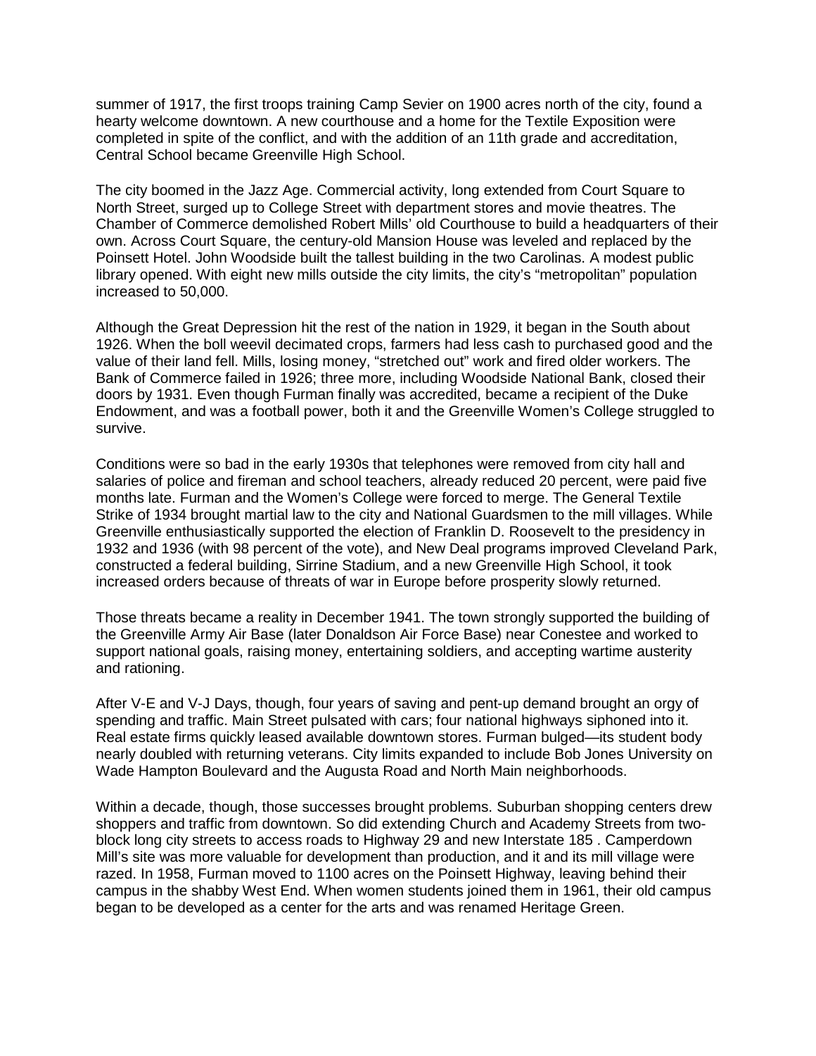summer of 1917, the first troops training Camp Sevier on 1900 acres north of the city, found a hearty welcome downtown. A new courthouse and a home for the Textile Exposition were completed in spite of the conflict, and with the addition of an 11th grade and accreditation, Central School became Greenville High School.

The city boomed in the Jazz Age. Commercial activity, long extended from Court Square to North Street, surged up to College Street with department stores and movie theatres. The Chamber of Commerce demolished Robert Mills' old Courthouse to build a headquarters of their own. Across Court Square, the century-old Mansion House was leveled and replaced by the Poinsett Hotel. John Woodside built the tallest building in the two Carolinas. A modest public library opened. With eight new mills outside the city limits, the city's "metropolitan" population increased to 50,000.

Although the Great Depression hit the rest of the nation in 1929, it began in the South about 1926. When the boll weevil decimated crops, farmers had less cash to purchased good and the value of their land fell. Mills, losing money, "stretched out" work and fired older workers. The Bank of Commerce failed in 1926; three more, including Woodside National Bank, closed their doors by 1931. Even though Furman finally was accredited, became a recipient of the Duke Endowment, and was a football power, both it and the Greenville Women's College struggled to survive.

Conditions were so bad in the early 1930s that telephones were removed from city hall and salaries of police and fireman and school teachers, already reduced 20 percent, were paid five months late. Furman and the Women's College were forced to merge. The General Textile Strike of 1934 brought martial law to the city and National Guardsmen to the mill villages. While Greenville enthusiastically supported the election of Franklin D. Roosevelt to the presidency in 1932 and 1936 (with 98 percent of the vote), and New Deal programs improved Cleveland Park, constructed a federal building, Sirrine Stadium, and a new Greenville High School, it took increased orders because of threats of war in Europe before prosperity slowly returned.

Those threats became a reality in December 1941. The town strongly supported the building of the Greenville Army Air Base (later Donaldson Air Force Base) near Conestee and worked to support national goals, raising money, entertaining soldiers, and accepting wartime austerity and rationing.

After V-E and V-J Days, though, four years of saving and pent-up demand brought an orgy of spending and traffic. Main Street pulsated with cars; four national highways siphoned into it. Real estate firms quickly leased available downtown stores. Furman bulged—its student body nearly doubled with returning veterans. City limits expanded to include Bob Jones University on Wade Hampton Boulevard and the Augusta Road and North Main neighborhoods.

Within a decade, though, those successes brought problems. Suburban shopping centers drew shoppers and traffic from downtown. So did extending Church and Academy Streets from two-block long city streets to access roads to Highway 29 and new Interstate 185 . Camperdown Mill's site was more valuable for development than production, and it and its mill village were razed. In 1958, Furman moved to 1100 acres on the Poinsett Highway, leaving behind their campus in the shabby West End. When women students joined them in 1961, their old campus began to be developed as a center for the arts and was renamed Heritage Green.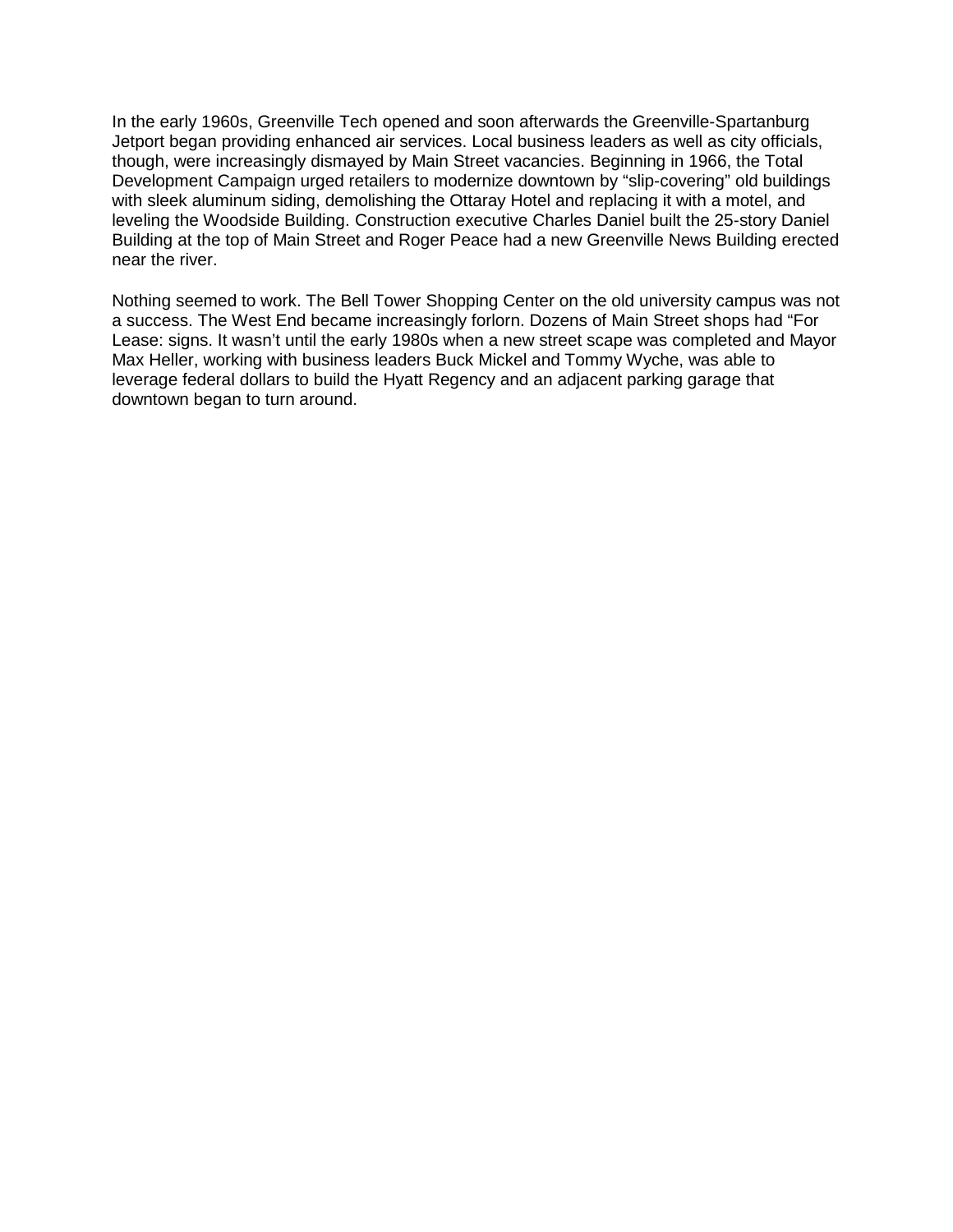In the early 1960s, Greenville Tech opened and soon afterwards the Greenville-Spartanburg Jetport began providing enhanced air services. Local business leaders as well as city officials, though, were increasingly dismayed by Main Street vacancies. Beginning in 1966, the Total Development Campaign urged retailers to modernize downtown by "slip-covering" old buildings with sleek aluminum siding, demolishing the Ottaray Hotel and replacing it with a motel, and leveling the Woodside Building. Construction executive Charles Daniel built the 25-story Daniel Building at the top of Main Street and Roger Peace had a new Greenville News Building erected near the river.

Nothing seemed to work. The Bell Tower Shopping Center on the old university campus was not a success. The West End became increasingly forlorn. Dozens of Main Street shops had "For Lease: signs. It wasn't until the early 1980s when a new street scape was completed and Mayor Max Heller, working with business leaders Buck Mickel and Tommy Wyche, was able to leverage federal dollars to build the Hyatt Regency and an adjacent parking garage that downtown began to turn around.